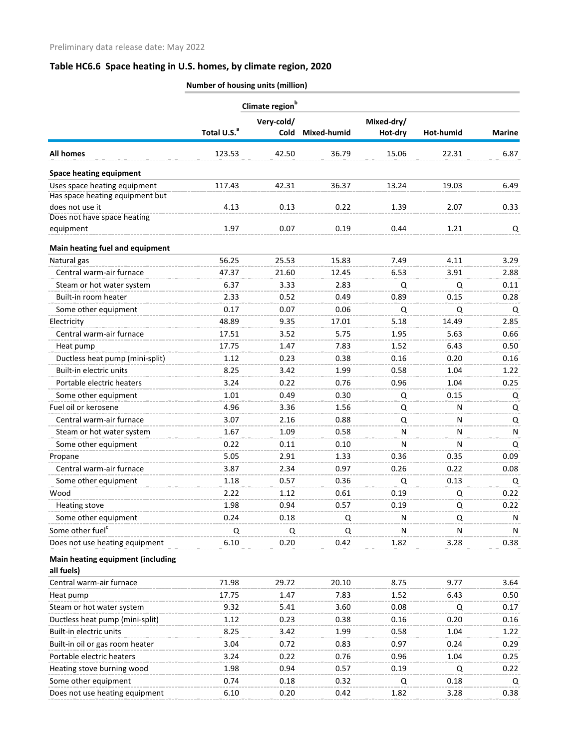Preliminary data release date: May 2022

## Table HC6.6 Space heating in U.S. homes, by climate region, 2020

| | Number of housing units (million) | | | | | |
|---|---|---|---|---|---|---|
| | | Climate region[b] | | | | |
| | Total U.S.[a] | Very-cold/ Cold | Mixed-humid | Mixed-dry/ Hot-dry | Hot-humid | Marine |
| **All homes** | 123.53 | 42.50 | 36.79 | 15.06 | 22.31 | 6.87 |
| **Space heating equipment** | | | | | | |
| Uses space heating equipment | 117.43 | 42.31 | 36.37 | 13.24 | 19.03 | 6.49 |
| Has space heating equipment but does not use it | 4.13 | 0.13 | 0.22 | 1.39 | 2.07 | 0.33 |
| Does not have space heating equipment | 1.97 | 0.07 | 0.19 | 0.44 | 1.21 | Q |
| **Main heating fuel and equipment** | | | | | | |
| Natural gas | 56.25 | 25.53 | 15.83 | 7.49 | 4.11 | 3.29 |
| Central warm-air furnace | 47.37 | 21.60 | 12.45 | 6.53 | 3.91 | 2.88 |
| Steam or hot water system | 6.37 | 3.33 | 2.83 | Q | Q | 0.11 |
| Built-in room heater | 2.33 | 0.52 | 0.49 | 0.89 | 0.15 | 0.28 |
| Some other equipment | 0.17 | 0.07 | 0.06 | Q | Q | Q |
| Electricity | 48.89 | 9.35 | 17.01 | 5.18 | 14.49 | 2.85 |
| Central warm-air furnace | 17.51 | 3.52 | 5.75 | 1.95 | 5.63 | 0.66 |
| Heat pump | 17.75 | 1.47 | 7.83 | 1.52 | 6.43 | 0.50 |
| Ductless heat pump (mini-split) | 1.12 | 0.23 | 0.38 | 0.16 | 0.20 | 0.16 |
| Built-in electric units | 8.25 | 3.42 | 1.99 | 0.58 | 1.04 | 1.22 |
| Portable electric heaters | 3.24 | 0.22 | 0.76 | 0.96 | 1.04 | 0.25 |
| Some other equipment | 1.01 | 0.49 | 0.30 | Q | 0.15 | Q |
| Fuel oil or kerosene | 4.96 | 3.36 | 1.56 | Q | N | Q |
| Central warm-air furnace | 3.07 | 2.16 | 0.88 | Q | N | Q |
| Steam or hot water system | 1.67 | 1.09 | 0.58 | N | N | N |
| Some other equipment | 0.22 | 0.11 | 0.10 | N | N | Q |
| Propane | 5.05 | 2.91 | 1.33 | 0.36 | 0.35 | 0.09 |
| Central warm-air furnace | 3.87 | 2.34 | 0.97 | 0.26 | 0.22 | 0.08 |
| Some other equipment | 1.18 | 0.57 | 0.36 | Q | 0.13 | Q |
| Wood | 2.22 | 1.12 | 0.61 | 0.19 | Q | 0.22 |
| Heating stove | 1.98 | 0.94 | 0.57 | 0.19 | Q | 0.22 |
| Some other equipment | 0.24 | 0.18 | Q | N | Q | N |
| Some other fuel[c] | Q | Q | Q | N | N | N |
| Does not use heating equipment | 6.10 | 0.20 | 0.42 | 1.82 | 3.28 | 0.38 |
| **Main heating equipment (including all fuels)** | | | | | | |
| Central warm-air furnace | 71.98 | 29.72 | 20.10 | 8.75 | 9.77 | 3.64 |
| Heat pump | 17.75 | 1.47 | 7.83 | 1.52 | 6.43 | 0.50 |
| Steam or hot water system | 9.32 | 5.41 | 3.60 | 0.08 | Q | 0.17 |
| Ductless heat pump (mini-split) | 1.12 | 0.23 | 0.38 | 0.16 | 0.20 | 0.16 |
| Built-in electric units | 8.25 | 3.42 | 1.99 | 0.58 | 1.04 | 1.22 |
| Built-in oil or gas room heater | 3.04 | 0.72 | 0.83 | 0.97 | 0.24 | 0.29 |
| Portable electric heaters | 3.24 | 0.22 | 0.76 | 0.96 | 1.04 | 0.25 |
| Heating stove burning wood | 1.98 | 0.94 | 0.57 | 0.19 | Q | 0.22 |
| Some other equipment | 0.74 | 0.18 | 0.32 | Q | 0.18 | Q |
| Does not use heating equipment | 6.10 | 0.20 | 0.42 | 1.82 | 3.28 | 0.38 |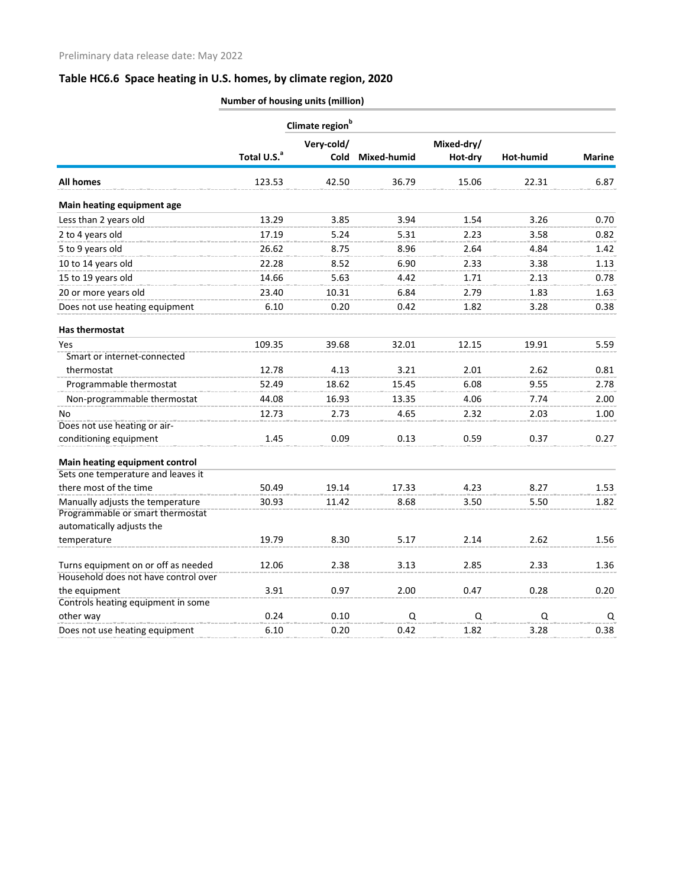Preliminary data release date: May 2022

## Table HC6.6 Space heating in U.S. homes, by climate region, 2020

| | Number of housing units (million) | | | | | |
|---|---|---|---|---|---|---|
| | | Climate region[b] | | | | |
| | Total U.S.[a] | Very-cold/ Cold | Mixed-humid | Mixed-dry/ Hot-dry | Hot-humid | Marine |
| **All homes** | 123.53 | 42.50 | 36.79 | 15.06 | 22.31 | 6.87 |
| **Main heating equipment age** | | | | | | |
| Less than 2 years old | 13.29 | 3.85 | 3.94 | 1.54 | 3.26 | 0.70 |
| 2 to 4 years old | 17.19 | 5.24 | 5.31 | 2.23 | 3.58 | 0.82 |
| 5 to 9 years old | 26.62 | 8.75 | 8.96 | 2.64 | 4.84 | 1.42 |
| 10 to 14 years old | 22.28 | 8.52 | 6.90 | 2.33 | 3.38 | 1.13 |
| 15 to 19 years old | 14.66 | 5.63 | 4.42 | 1.71 | 2.13 | 0.78 |
| 20 or more years old | 23.40 | 10.31 | 6.84 | 2.79 | 1.83 | 1.63 |
| Does not use heating equipment | 6.10 | 0.20 | 0.42 | 1.82 | 3.28 | 0.38 |
| **Has thermostat** | | | | | | |
| Yes | 109.35 | 39.68 | 32.01 | 12.15 | 19.91 | 5.59 |
| Smart or internet-connected thermostat | 12.78 | 4.13 | 3.21 | 2.01 | 2.62 | 0.81 |
| Programmable thermostat | 52.49 | 18.62 | 15.45 | 6.08 | 9.55 | 2.78 |
| Non-programmable thermostat | 44.08 | 16.93 | 13.35 | 4.06 | 7.74 | 2.00 |
| No | 12.73 | 2.73 | 4.65 | 2.32 | 2.03 | 1.00 |
| Does not use heating or air-conditioning equipment | 1.45 | 0.09 | 0.13 | 0.59 | 0.37 | 0.27 |
| **Main heating equipment control** | | | | | | |
| Sets one temperature and leaves it there most of the time | 50.49 | 19.14 | 17.33 | 4.23 | 8.27 | 1.53 |
| Manually adjusts the temperature | 30.93 | 11.42 | 8.68 | 3.50 | 5.50 | 1.82 |
| Programmable or smart thermostat automatically adjusts the temperature | 19.79 | 8.30 | 5.17 | 2.14 | 2.62 | 1.56 |
| Turns equipment on or off as needed | 12.06 | 2.38 | 3.13 | 2.85 | 2.33 | 1.36 |
| Household does not have control over the equipment | 3.91 | 0.97 | 2.00 | 0.47 | 0.28 | 0.20 |
| Controls heating equipment in some other way | 0.24 | 0.10 | Q | Q | Q | Q |
| Does not use heating equipment | 6.10 | 0.20 | 0.42 | 1.82 | 3.28 | 0.38 |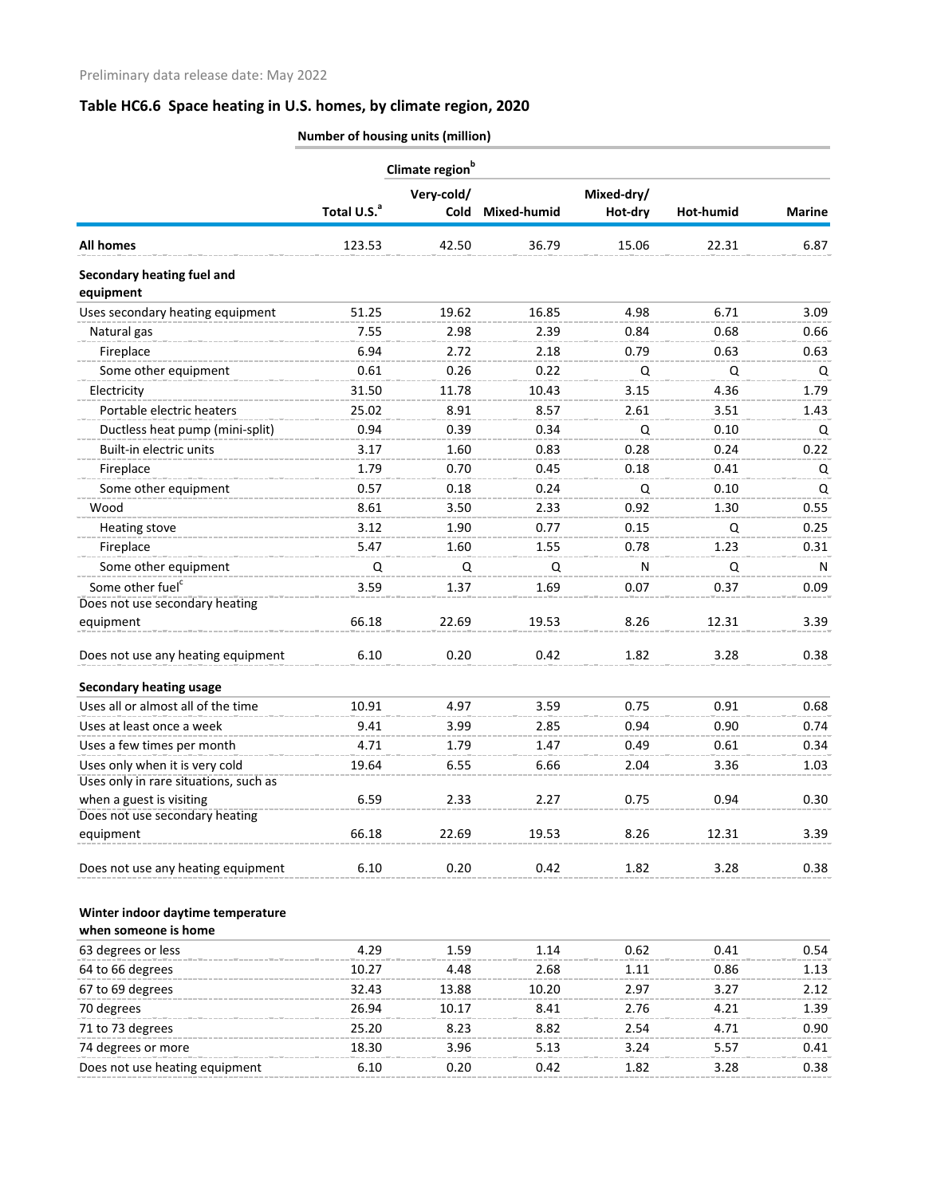Preliminary data release date: May 2022

## Table HC6.6 Space heating in U.S. homes, by climate region, 2020

| | Number of housing units (million) | | | | | |
|---|---|---|---|---|---|---|
| | | Climate region[b] | | | | |
| | Total U.S.[a] | Very-cold/ Cold | Mixed-humid | Mixed-dry/ Hot-dry | Hot-humid | Marine |
| **All homes** | 123.53 | 42.50 | 36.79 | 15.06 | 22.31 | 6.87 |
| **Secondary heating fuel and equipment** | | | | | | |
| Uses secondary heating equipment | 51.25 | 19.62 | 16.85 | 4.98 | 6.71 | 3.09 |
| Natural gas | 7.55 | 2.98 | 2.39 | 0.84 | 0.68 | 0.66 |
| Fireplace | 6.94 | 2.72 | 2.18 | 0.79 | 0.63 | 0.63 |
| Some other equipment | 0.61 | 0.26 | 0.22 | Q | Q | Q |
| Electricity | 31.50 | 11.78 | 10.43 | 3.15 | 4.36 | 1.79 |
| Portable electric heaters | 25.02 | 8.91 | 8.57 | 2.61 | 3.51 | 1.43 |
| Ductless heat pump (mini-split) | 0.94 | 0.39 | 0.34 | Q | 0.10 | Q |
| Built-in electric units | 3.17 | 1.60 | 0.83 | 0.28 | 0.24 | 0.22 |
| Fireplace | 1.79 | 0.70 | 0.45 | 0.18 | 0.41 | Q |
| Some other equipment | 0.57 | 0.18 | 0.24 | Q | 0.10 | Q |
| Wood | 8.61 | 3.50 | 2.33 | 0.92 | 1.30 | 0.55 |
| Heating stove | 3.12 | 1.90 | 0.77 | 0.15 | Q | 0.25 |
| Fireplace | 5.47 | 1.60 | 1.55 | 0.78 | 1.23 | 0.31 |
| Some other equipment | Q | Q | Q | N | Q | N |
| Some other fuel[c] | 3.59 | 1.37 | 1.69 | 0.07 | 0.37 | 0.09 |
| Does not use secondary heating equipment | 66.18 | 22.69 | 19.53 | 8.26 | 12.31 | 3.39 |
| Does not use any heating equipment | 6.10 | 0.20 | 0.42 | 1.82 | 3.28 | 0.38 |
| **Secondary heating usage** | | | | | | |
| Uses all or almost all of the time | 10.91 | 4.97 | 3.59 | 0.75 | 0.91 | 0.68 |
| Uses at least once a week | 9.41 | 3.99 | 2.85 | 0.94 | 0.90 | 0.74 |
| Uses a few times per month | 4.71 | 1.79 | 1.47 | 0.49 | 0.61 | 0.34 |
| Uses only when it is very cold | 19.64 | 6.55 | 6.66 | 2.04 | 3.36 | 1.03 |
| Uses only in rare situations, such as when a guest is visiting | 6.59 | 2.33 | 2.27 | 0.75 | 0.94 | 0.30 |
| Does not use secondary heating equipment | 66.18 | 22.69 | 19.53 | 8.26 | 12.31 | 3.39 |
| Does not use any heating equipment | 6.10 | 0.20 | 0.42 | 1.82 | 3.28 | 0.38 |
| **Winter indoor daytime temperature when someone is home** | | | | | | |
| 63 degrees or less | 4.29 | 1.59 | 1.14 | 0.62 | 0.41 | 0.54 |
| 64 to 66 degrees | 10.27 | 4.48 | 2.68 | 1.11 | 0.86 | 1.13 |
| 67 to 69 degrees | 32.43 | 13.88 | 10.20 | 2.97 | 3.27 | 2.12 |
| 70 degrees | 26.94 | 10.17 | 8.41 | 2.76 | 4.21 | 1.39 |
| 71 to 73 degrees | 25.20 | 8.23 | 8.82 | 2.54 | 4.71 | 0.90 |
| 74 degrees or more | 18.30 | 3.96 | 5.13 | 3.24 | 5.57 | 0.41 |
| Does not use heating equipment | 6.10 | 0.20 | 0.42 | 1.82 | 3.28 | 0.38 |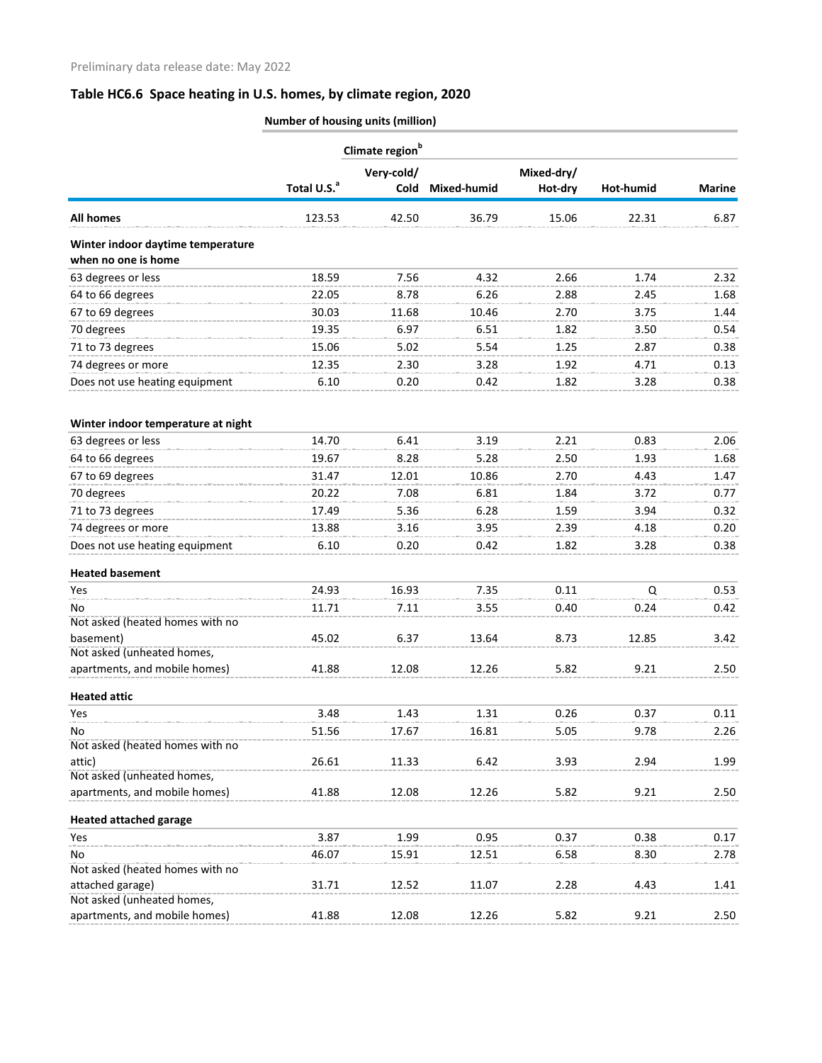Preliminary data release date: May 2022

## Table HC6.6 Space heating in U.S. homes, by climate region, 2020

| | Number of housing units (million) | | | | | |
|---|---|---|---|---|---|---|
| | | Climate region[b] | | | | |
| | Total U.S.[a] | Very-cold/ Cold | Mixed-humid | Mixed-dry/ Hot-dry | Hot-humid | Marine |
| **All homes** | 123.53 | 42.50 | 36.79 | 15.06 | 22.31 | 6.87 |
| **Winter indoor daytime temperature when no one is home** | | | | | | |
| 63 degrees or less | 18.59 | 7.56 | 4.32 | 2.66 | 1.74 | 2.32 |
| 64 to 66 degrees | 22.05 | 8.78 | 6.26 | 2.88 | 2.45 | 1.68 |
| 67 to 69 degrees | 30.03 | 11.68 | 10.46 | 2.70 | 3.75 | 1.44 |
| 70 degrees | 19.35 | 6.97 | 6.51 | 1.82 | 3.50 | 0.54 |
| 71 to 73 degrees | 15.06 | 5.02 | 5.54 | 1.25 | 2.87 | 0.38 |
| 74 degrees or more | 12.35 | 2.30 | 3.28 | 1.92 | 4.71 | 0.13 |
| Does not use heating equipment | 6.10 | 0.20 | 0.42 | 1.82 | 3.28 | 0.38 |
| **Winter indoor temperature at night** | | | | | | |
| 63 degrees or less | 14.70 | 6.41 | 3.19 | 2.21 | 0.83 | 2.06 |
| 64 to 66 degrees | 19.67 | 8.28 | 5.28 | 2.50 | 1.93 | 1.68 |
| 67 to 69 degrees | 31.47 | 12.01 | 10.86 | 2.70 | 4.43 | 1.47 |
| 70 degrees | 20.22 | 7.08 | 6.81 | 1.84 | 3.72 | 0.77 |
| 71 to 73 degrees | 17.49 | 5.36 | 6.28 | 1.59 | 3.94 | 0.32 |
| 74 degrees or more | 13.88 | 3.16 | 3.95 | 2.39 | 4.18 | 0.20 |
| Does not use heating equipment | 6.10 | 0.20 | 0.42 | 1.82 | 3.28 | 0.38 |
| **Heated basement** | | | | | | |
| Yes | 24.93 | 16.93 | 7.35 | 0.11 | Q | 0.53 |
| No | 11.71 | 7.11 | 3.55 | 0.40 | 0.24 | 0.42 |
| Not asked (heated homes with no basement) | 45.02 | 6.37 | 13.64 | 8.73 | 12.85 | 3.42 |
| Not asked (unheated homes, apartments, and mobile homes) | 41.88 | 12.08 | 12.26 | 5.82 | 9.21 | 2.50 |
| **Heated attic** | | | | | | |
| Yes | 3.48 | 1.43 | 1.31 | 0.26 | 0.37 | 0.11 |
| No | 51.56 | 17.67 | 16.81 | 5.05 | 9.78 | 2.26 |
| Not asked (heated homes with no attic) | 26.61 | 11.33 | 6.42 | 3.93 | 2.94 | 1.99 |
| Not asked (unheated homes, apartments, and mobile homes) | 41.88 | 12.08 | 12.26 | 5.82 | 9.21 | 2.50 |
| **Heated attached garage** | | | | | | |
| Yes | 3.87 | 1.99 | 0.95 | 0.37 | 0.38 | 0.17 |
| No | 46.07 | 15.91 | 12.51 | 6.58 | 8.30 | 2.78 |
| Not asked (heated homes with no attached garage) | 31.71 | 12.52 | 11.07 | 2.28 | 4.43 | 1.41 |
| Not asked (unheated homes, apartments, and mobile homes) | 41.88 | 12.08 | 12.26 | 5.82 | 9.21 | 2.50 |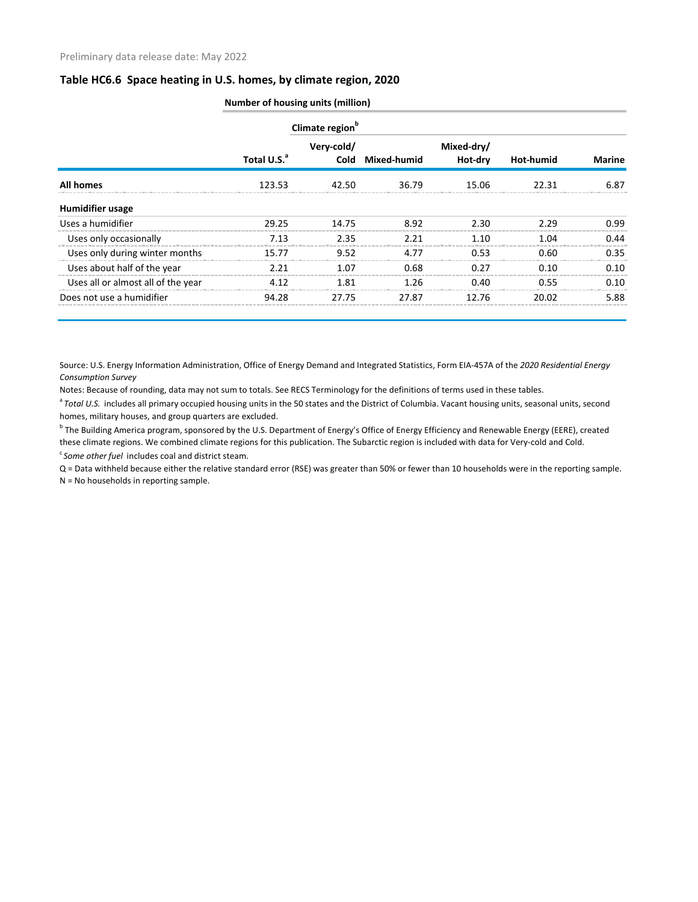Preliminary data release date: May 2022

## Table HC6.6 Space heating in U.S. homes, by climate region, 2020

| | Number of housing units (million) | | | | | |
|---|---|---|---|---|---|---|
| | | Climate region[b] | | | | |
| | Total U.S.[a] | Very-cold/ Cold | Mixed-humid | Mixed-dry/ Hot-dry | Hot-humid | Marine |
| **All homes** | 123.53 | 42.50 | 36.79 | 15.06 | 22.31 | 6.87 |
| **Humidifier usage** | | | | | | |
| Uses a humidifier | 29.25 | 14.75 | 8.92 | 2.30 | 2.29 | 0.99 |
| Uses only occasionally | 7.13 | 2.35 | 2.21 | 1.10 | 1.04 | 0.44 |
| Uses only during winter months | 15.77 | 9.52 | 4.77 | 0.53 | 0.60 | 0.35 |
| Uses about half of the year | 2.21 | 1.07 | 0.68 | 0.27 | 0.10 | 0.10 |
| Uses all or almost all of the year | 4.12 | 1.81 | 1.26 | 0.40 | 0.55 | 0.10 |
| Does not use a humidifier | 94.28 | 27.75 | 27.87 | 12.76 | 20.02 | 5.88 |

Source: U.S. Energy Information Administration, Office of Energy Demand and Integrated Statistics, Form EIA-457A of the *2020 Residential Energy Consumption Survey*

Notes: Because of rounding, data may not sum to totals. See RECS Terminology for the definitions of terms used in these tables.

[a] *Total U.S.* includes all primary occupied housing units in the 50 states and the District of Columbia. Vacant housing units, seasonal units, second homes, military houses, and group quarters are excluded.

[b] The Building America program, sponsored by the U.S. Department of Energy's Office of Energy Efficiency and Renewable Energy (EERE), created these climate regions. We combined climate regions for this publication. The Subarctic region is included with data for Very-cold and Cold.

[c] *Some other fuel* includes coal and district steam.

Q = Data withheld because either the relative standard error (RSE) was greater than 50% or fewer than 10 households were in the reporting sample.

N = No households in reporting sample.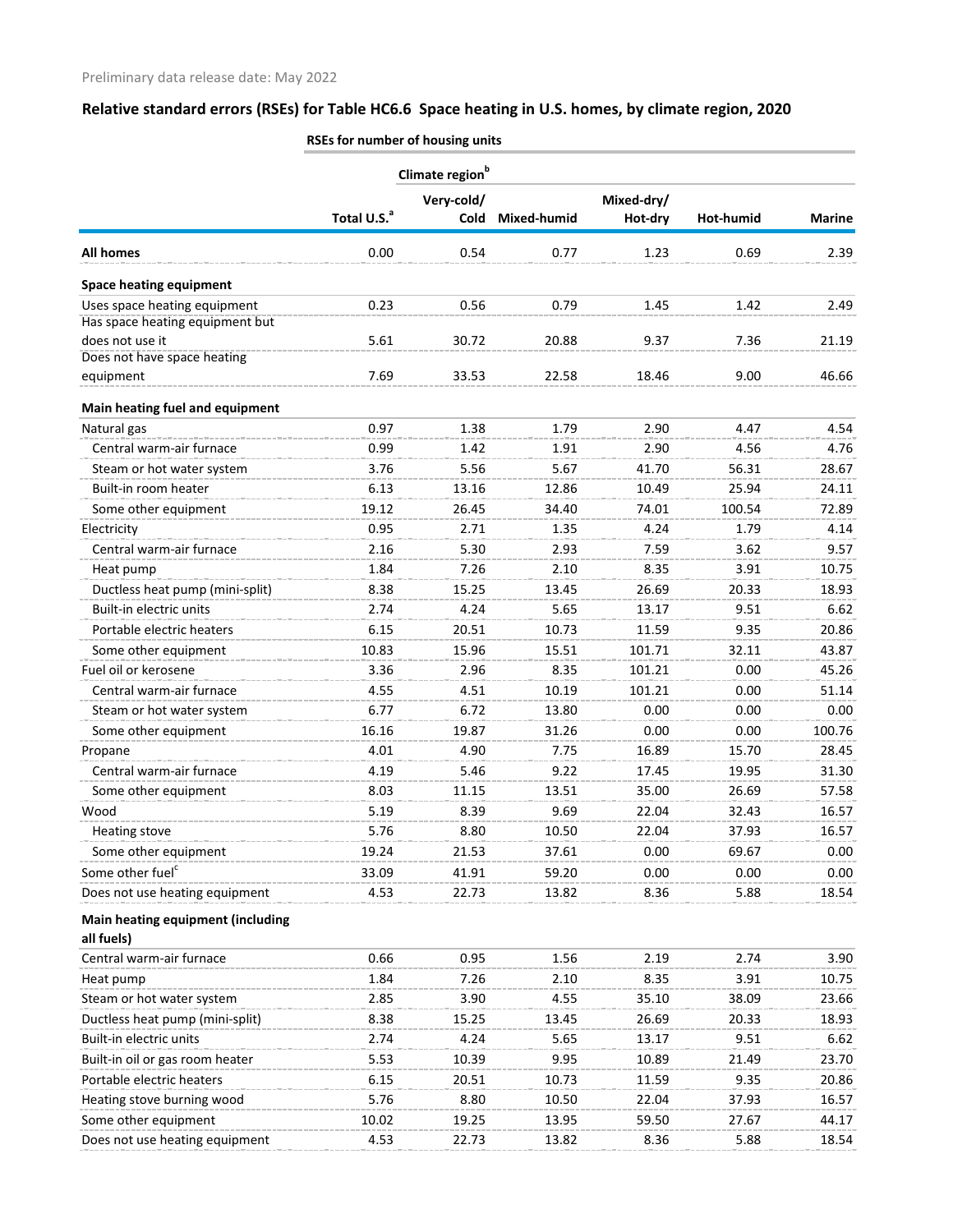Preliminary data release date: May 2022

## Relative standard errors (RSEs) for Table HC6.6 Space heating in U.S. homes, by climate region, 2020

| | RSEs for number of housing units | | | | | |
|---|---|---|---|---|---|---|
| | | Climate region[b] | | | | |
| | Total U.S.[a] | Very-cold/ Cold | Mixed-humid | Mixed-dry/ Hot-dry | Hot-humid | Marine |
| **All homes** | 0.00 | 0.54 | 0.77 | 1.23 | 0.69 | 2.39 |
| **Space heating equipment** | | | | | | |
| Uses space heating equipment | 0.23 | 0.56 | 0.79 | 1.45 | 1.42 | 2.49 |
| Has space heating equipment but does not use it | 5.61 | 30.72 | 20.88 | 9.37 | 7.36 | 21.19 |
| Does not have space heating equipment | 7.69 | 33.53 | 22.58 | 18.46 | 9.00 | 46.66 |
| **Main heating fuel and equipment** | | | | | | |
| Natural gas | 0.97 | 1.38 | 1.79 | 2.90 | 4.47 | 4.54 |
| Central warm-air furnace | 0.99 | 1.42 | 1.91 | 2.90 | 4.56 | 4.76 |
| Steam or hot water system | 3.76 | 5.56 | 5.67 | 41.70 | 56.31 | 28.67 |
| Built-in room heater | 6.13 | 13.16 | 12.86 | 10.49 | 25.94 | 24.11 |
| Some other equipment | 19.12 | 26.45 | 34.40 | 74.01 | 100.54 | 72.89 |
| Electricity | 0.95 | 2.71 | 1.35 | 4.24 | 1.79 | 4.14 |
| Central warm-air furnace | 2.16 | 5.30 | 2.93 | 7.59 | 3.62 | 9.57 |
| Heat pump | 1.84 | 7.26 | 2.10 | 8.35 | 3.91 | 10.75 |
| Ductless heat pump (mini-split) | 8.38 | 15.25 | 13.45 | 26.69 | 20.33 | 18.93 |
| Built-in electric units | 2.74 | 4.24 | 5.65 | 13.17 | 9.51 | 6.62 |
| Portable electric heaters | 6.15 | 20.51 | 10.73 | 11.59 | 9.35 | 20.86 |
| Some other equipment | 10.83 | 15.96 | 15.51 | 101.71 | 32.11 | 43.87 |
| Fuel oil or kerosene | 3.36 | 2.96 | 8.35 | 101.21 | 0.00 | 45.26 |
| Central warm-air furnace | 4.55 | 4.51 | 10.19 | 101.21 | 0.00 | 51.14 |
| Steam or hot water system | 6.77 | 6.72 | 13.80 | 0.00 | 0.00 | 0.00 |
| Some other equipment | 16.16 | 19.87 | 31.26 | 0.00 | 0.00 | 100.76 |
| Propane | 4.01 | 4.90 | 7.75 | 16.89 | 15.70 | 28.45 |
| Central warm-air furnace | 4.19 | 5.46 | 9.22 | 17.45 | 19.95 | 31.30 |
| Some other equipment | 8.03 | 11.15 | 13.51 | 35.00 | 26.69 | 57.58 |
| Wood | 5.19 | 8.39 | 9.69 | 22.04 | 32.43 | 16.57 |
| Heating stove | 5.76 | 8.80 | 10.50 | 22.04 | 37.93 | 16.57 |
| Some other equipment | 19.24 | 21.53 | 37.61 | 0.00 | 69.67 | 0.00 |
| Some other fuel[c] | 33.09 | 41.91 | 59.20 | 0.00 | 0.00 | 0.00 |
| Does not use heating equipment | 4.53 | 22.73 | 13.82 | 8.36 | 5.88 | 18.54 |
| **Main heating equipment (including all fuels)** | | | | | | |
| Central warm-air furnace | 0.66 | 0.95 | 1.56 | 2.19 | 2.74 | 3.90 |
| Heat pump | 1.84 | 7.26 | 2.10 | 8.35 | 3.91 | 10.75 |
| Steam or hot water system | 2.85 | 3.90 | 4.55 | 35.10 | 38.09 | 23.66 |
| Ductless heat pump (mini-split) | 8.38 | 15.25 | 13.45 | 26.69 | 20.33 | 18.93 |
| Built-in electric units | 2.74 | 4.24 | 5.65 | 13.17 | 9.51 | 6.62 |
| Built-in oil or gas room heater | 5.53 | 10.39 | 9.95 | 10.89 | 21.49 | 23.70 |
| Portable electric heaters | 6.15 | 20.51 | 10.73 | 11.59 | 9.35 | 20.86 |
| Heating stove burning wood | 5.76 | 8.80 | 10.50 | 22.04 | 37.93 | 16.57 |
| Some other equipment | 10.02 | 19.25 | 13.95 | 59.50 | 27.67 | 44.17 |
| Does not use heating equipment | 4.53 | 22.73 | 13.82 | 8.36 | 5.88 | 18.54 |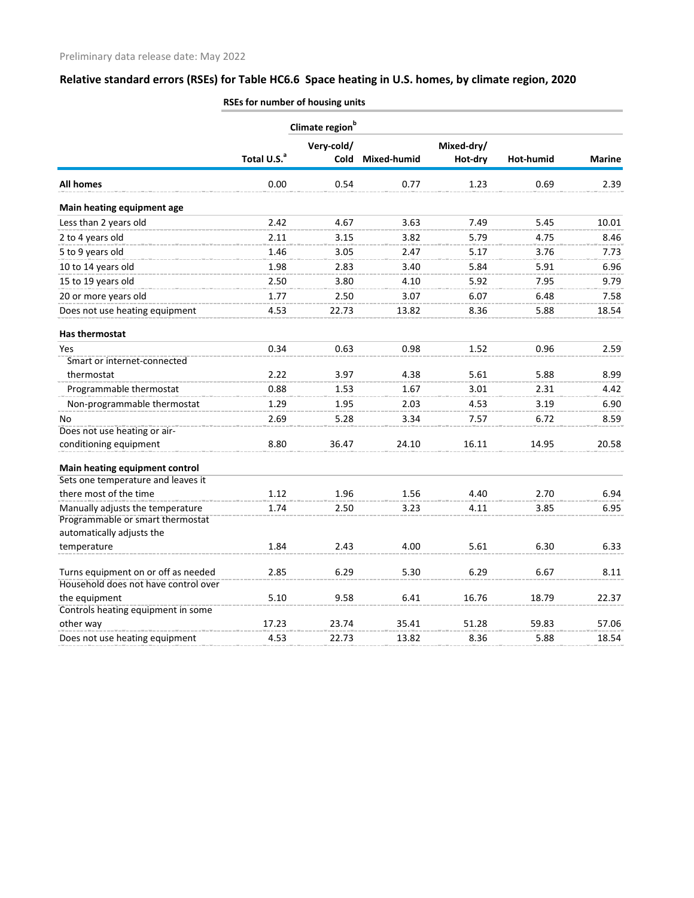Preliminary data release date: May 2022

## Relative standard errors (RSEs) for Table HC6.6 Space heating in U.S. homes, by climate region, 2020

| | RSEs for number of housing units | | | | | |
|---|---|---|---|---|---|---|
| | | Climate region[b] | | | | |
| | Total U.S.[a] | Very-cold/ Cold | Mixed-humid | Mixed-dry/ Hot-dry | Hot-humid | Marine |
| **All homes** | 0.00 | 0.54 | 0.77 | 1.23 | 0.69 | 2.39 |
| **Main heating equipment age** | | | | | | |
| Less than 2 years old | 2.42 | 4.67 | 3.63 | 7.49 | 5.45 | 10.01 |
| 2 to 4 years old | 2.11 | 3.15 | 3.82 | 5.79 | 4.75 | 8.46 |
| 5 to 9 years old | 1.46 | 3.05 | 2.47 | 5.17 | 3.76 | 7.73 |
| 10 to 14 years old | 1.98 | 2.83 | 3.40 | 5.84 | 5.91 | 6.96 |
| 15 to 19 years old | 2.50 | 3.80 | 4.10 | 5.92 | 7.95 | 9.79 |
| 20 or more years old | 1.77 | 2.50 | 3.07 | 6.07 | 6.48 | 7.58 |
| Does not use heating equipment | 4.53 | 22.73 | 13.82 | 8.36 | 5.88 | 18.54 |
| **Has thermostat** | | | | | | |
| Yes | 0.34 | 0.63 | 0.98 | 1.52 | 0.96 | 2.59 |
| Smart or internet-connected thermostat | 2.22 | 3.97 | 4.38 | 5.61 | 5.88 | 8.99 |
| Programmable thermostat | 0.88 | 1.53 | 1.67 | 3.01 | 2.31 | 4.42 |
| Non-programmable thermostat | 1.29 | 1.95 | 2.03 | 4.53 | 3.19 | 6.90 |
| No | 2.69 | 5.28 | 3.34 | 7.57 | 6.72 | 8.59 |
| Does not use heating or air-conditioning equipment | 8.80 | 36.47 | 24.10 | 16.11 | 14.95 | 20.58 |
| **Main heating equipment control** | | | | | | |
| Sets one temperature and leaves it there most of the time | 1.12 | 1.96 | 1.56 | 4.40 | 2.70 | 6.94 |
| Manually adjusts the temperature | 1.74 | 2.50 | 3.23 | 4.11 | 3.85 | 6.95 |
| Programmable or smart thermostat automatically adjusts the temperature | 1.84 | 2.43 | 4.00 | 5.61 | 6.30 | 6.33 |
| Turns equipment on or off as needed | 2.85 | 6.29 | 5.30 | 6.29 | 6.67 | 8.11 |
| Household does not have control over the equipment | 5.10 | 9.58 | 6.41 | 16.76 | 18.79 | 22.37 |
| Controls heating equipment in some other way | 17.23 | 23.74 | 35.41 | 51.28 | 59.83 | 57.06 |
| Does not use heating equipment | 4.53 | 22.73 | 13.82 | 8.36 | 5.88 | 18.54 |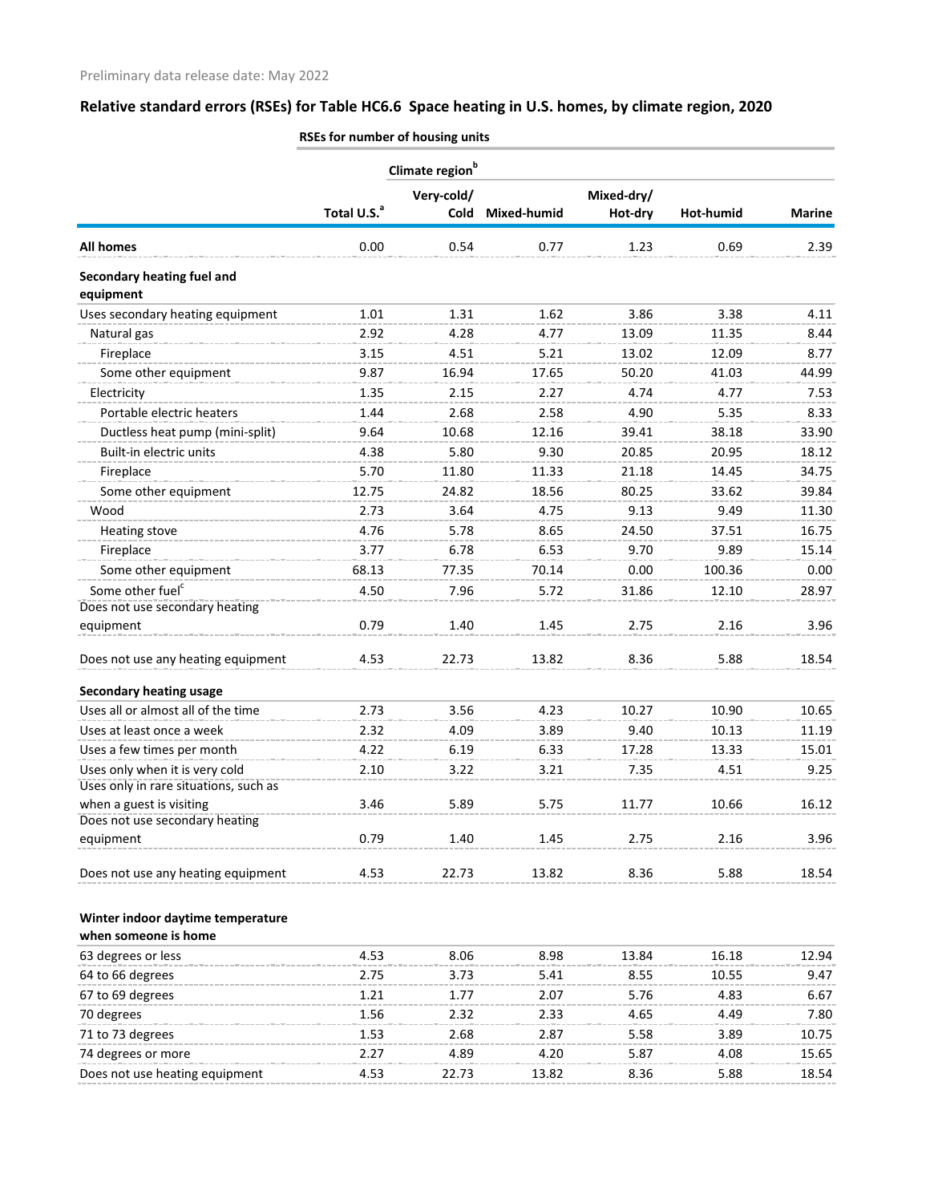Preliminary data release date: May 2022

## Relative standard errors (RSEs) for Table HC6.6 Space heating in U.S. homes, by climate region, 2020

| | RSEs for number of housing units | | | | | |
|---|---|---|---|---|---|---|
| | | Climate region[b] | | | | |
| | Total U.S.[a] | Very-cold/ Cold | Mixed-humid | Mixed-dry/ Hot-dry | Hot-humid | Marine |
| **All homes** | 0.00 | 0.54 | 0.77 | 1.23 | 0.69 | 2.39 |
| **Secondary heating fuel and equipment** | | | | | | |
| Uses secondary heating equipment | 1.01 | 1.31 | 1.62 | 3.86 | 3.38 | 4.11 |
| Natural gas | 2.92 | 4.28 | 4.77 | 13.09 | 11.35 | 8.44 |
| Fireplace | 3.15 | 4.51 | 5.21 | 13.02 | 12.09 | 8.77 |
| Some other equipment | 9.87 | 16.94 | 17.65 | 50.20 | 41.03 | 44.99 |
| Electricity | 1.35 | 2.15 | 2.27 | 4.74 | 4.77 | 7.53 |
| Portable electric heaters | 1.44 | 2.68 | 2.58 | 4.90 | 5.35 | 8.33 |
| Ductless heat pump (mini-split) | 9.64 | 10.68 | 12.16 | 39.41 | 38.18 | 33.90 |
| Built-in electric units | 4.38 | 5.80 | 9.30 | 20.85 | 20.95 | 18.12 |
| Fireplace | 5.70 | 11.80 | 11.33 | 21.18 | 14.45 | 34.75 |
| Some other equipment | 12.75 | 24.82 | 18.56 | 80.25 | 33.62 | 39.84 |
| Wood | 2.73 | 3.64 | 4.75 | 9.13 | 9.49 | 11.30 |
| Heating stove | 4.76 | 5.78 | 8.65 | 24.50 | 37.51 | 16.75 |
| Fireplace | 3.77 | 6.78 | 6.53 | 9.70 | 9.89 | 15.14 |
| Some other equipment | 68.13 | 77.35 | 70.14 | 0.00 | 100.36 | 0.00 |
| Some other fuel[c] | 4.50 | 7.96 | 5.72 | 31.86 | 12.10 | 28.97 |
| Does not use secondary heating equipment | 0.79 | 1.40 | 1.45 | 2.75 | 2.16 | 3.96 |
| Does not use any heating equipment | 4.53 | 22.73 | 13.82 | 8.36 | 5.88 | 18.54 |
| **Secondary heating usage** | | | | | | |
| Uses all or almost all of the time | 2.73 | 3.56 | 4.23 | 10.27 | 10.90 | 10.65 |
| Uses at least once a week | 2.32 | 4.09 | 3.89 | 9.40 | 10.13 | 11.19 |
| Uses a few times per month | 4.22 | 6.19 | 6.33 | 17.28 | 13.33 | 15.01 |
| Uses only when it is very cold | 2.10 | 3.22 | 3.21 | 7.35 | 4.51 | 9.25 |
| Uses only in rare situations, such as when a guest is visiting | 3.46 | 5.89 | 5.75 | 11.77 | 10.66 | 16.12 |
| Does not use secondary heating equipment | 0.79 | 1.40 | 1.45 | 2.75 | 2.16 | 3.96 |
| Does not use any heating equipment | 4.53 | 22.73 | 13.82 | 8.36 | 5.88 | 18.54 |
| **Winter indoor daytime temperature when someone is home** | | | | | | |
| 63 degrees or less | 4.53 | 8.06 | 8.98 | 13.84 | 16.18 | 12.94 |
| 64 to 66 degrees | 2.75 | 3.73 | 5.41 | 8.55 | 10.55 | 9.47 |
| 67 to 69 degrees | 1.21 | 1.77 | 2.07 | 5.76 | 4.83 | 6.67 |
| 70 degrees | 1.56 | 2.32 | 2.33 | 4.65 | 4.49 | 7.80 |
| 71 to 73 degrees | 1.53 | 2.68 | 2.87 | 5.58 | 3.89 | 10.75 |
| 74 degrees or more | 2.27 | 4.89 | 4.20 | 5.87 | 4.08 | 15.65 |
| Does not use heating equipment | 4.53 | 22.73 | 13.82 | 8.36 | 5.88 | 18.54 |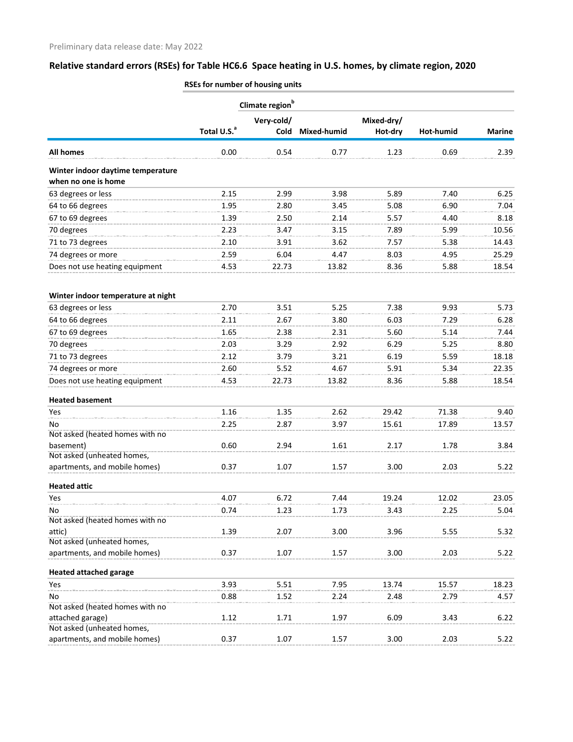Preliminary data release date: May 2022

## Relative standard errors (RSEs) for Table HC6.6 Space heating in U.S. homes, by climate region, 2020

| | RSEs for number of housing units | | | | | |
|---|---|---|---|---|---|---|
| | | Climate region[b] | | | | |
| | Total U.S.[a] | Very-cold/ Cold | Mixed-humid | Mixed-dry/ Hot-dry | Hot-humid | Marine |
| **All homes** | 0.00 | 0.54 | 0.77 | 1.23 | 0.69 | 2.39 |
| **Winter indoor daytime temperature when no one is home** | | | | | | |
| 63 degrees or less | 2.15 | 2.99 | 3.98 | 5.89 | 7.40 | 6.25 |
| 64 to 66 degrees | 1.95 | 2.80 | 3.45 | 5.08 | 6.90 | 7.04 |
| 67 to 69 degrees | 1.39 | 2.50 | 2.14 | 5.57 | 4.40 | 8.18 |
| 70 degrees | 2.23 | 3.47 | 3.15 | 7.89 | 5.99 | 10.56 |
| 71 to 73 degrees | 2.10 | 3.91 | 3.62 | 7.57 | 5.38 | 14.43 |
| 74 degrees or more | 2.59 | 6.04 | 4.47 | 8.03 | 4.95 | 25.29 |
| Does not use heating equipment | 4.53 | 22.73 | 13.82 | 8.36 | 5.88 | 18.54 |
| **Winter indoor temperature at night** | | | | | | |
| 63 degrees or less | 2.70 | 3.51 | 5.25 | 7.38 | 9.93 | 5.73 |
| 64 to 66 degrees | 2.11 | 2.67 | 3.80 | 6.03 | 7.29 | 6.28 |
| 67 to 69 degrees | 1.65 | 2.38 | 2.31 | 5.60 | 5.14 | 7.44 |
| 70 degrees | 2.03 | 3.29 | 2.92 | 6.29 | 5.25 | 8.80 |
| 71 to 73 degrees | 2.12 | 3.79 | 3.21 | 6.19 | 5.59 | 18.18 |
| 74 degrees or more | 2.60 | 5.52 | 4.67 | 5.91 | 5.34 | 22.35 |
| Does not use heating equipment | 4.53 | 22.73 | 13.82 | 8.36 | 5.88 | 18.54 |
| **Heated basement** | | | | | | |
| Yes | 1.16 | 1.35 | 2.62 | 29.42 | 71.38 | 9.40 |
| No | 2.25 | 2.87 | 3.97 | 15.61 | 17.89 | 13.57 |
| Not asked (heated homes with no basement) | 0.60 | 2.94 | 1.61 | 2.17 | 1.78 | 3.84 |
| Not asked (unheated homes, apartments, and mobile homes) | 0.37 | 1.07 | 1.57 | 3.00 | 2.03 | 5.22 |
| **Heated attic** | | | | | | |
| Yes | 4.07 | 6.72 | 7.44 | 19.24 | 12.02 | 23.05 |
| No | 0.74 | 1.23 | 1.73 | 3.43 | 2.25 | 5.04 |
| Not asked (heated homes with no attic) | 1.39 | 2.07 | 3.00 | 3.96 | 5.55 | 5.32 |
| Not asked (unheated homes, apartments, and mobile homes) | 0.37 | 1.07 | 1.57 | 3.00 | 2.03 | 5.22 |
| **Heated attached garage** | | | | | | |
| Yes | 3.93 | 5.51 | 7.95 | 13.74 | 15.57 | 18.23 |
| No | 0.88 | 1.52 | 2.24 | 2.48 | 2.79 | 4.57 |
| Not asked (heated homes with no attached garage) | 1.12 | 1.71 | 1.97 | 6.09 | 3.43 | 6.22 |
| Not asked (unheated homes, apartments, and mobile homes) | 0.37 | 1.07 | 1.57 | 3.00 | 2.03 | 5.22 |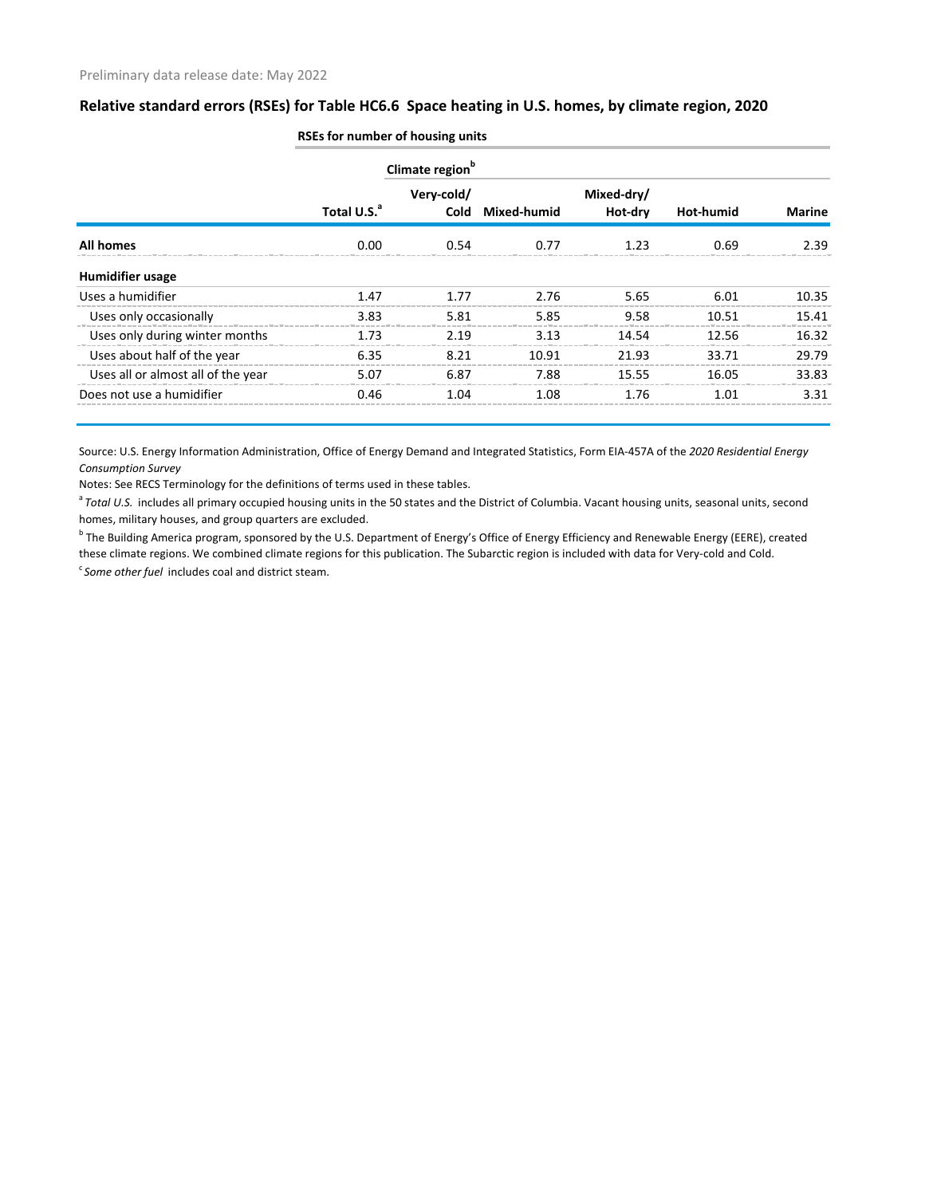Preliminary data release date: May 2022

## Relative standard errors (RSEs) for Table HC6.6 Space heating in U.S. homes, by climate region, 2020

| | RSEs for number of housing units | | | | | |
|---|---|---|---|---|---|---|
| | | Climate region[b] | | | | |
| | Total U.S.[a] | Very-cold/ Cold | Mixed-humid | Mixed-dry/ Hot-dry | Hot-humid | Marine |
| **All homes** | 0.00 | 0.54 | 0.77 | 1.23 | 0.69 | 2.39 |
| **Humidifier usage** | | | | | | |
| Uses a humidifier | 1.47 | 1.77 | 2.76 | 5.65 | 6.01 | 10.35 |
| Uses only occasionally | 3.83 | 5.81 | 5.85 | 9.58 | 10.51 | 15.41 |
| Uses only during winter months | 1.73 | 2.19 | 3.13 | 14.54 | 12.56 | 16.32 |
| Uses about half of the year | 6.35 | 8.21 | 10.91 | 21.93 | 33.71 | 29.79 |
| Uses all or almost all of the year | 5.07 | 6.87 | 7.88 | 15.55 | 16.05 | 33.83 |
| Does not use a humidifier | 0.46 | 1.04 | 1.08 | 1.76 | 1.01 | 3.31 |

Source: U.S. Energy Information Administration, Office of Energy Demand and Integrated Statistics, Form EIA-457A of the *2020 Residential Energy Consumption Survey*

Notes: See RECS Terminology for the definitions of terms used in these tables.

[a] *Total U.S.* includes all primary occupied housing units in the 50 states and the District of Columbia. Vacant housing units, seasonal units, second homes, military houses, and group quarters are excluded.

[b] The Building America program, sponsored by the U.S. Department of Energy's Office of Energy Efficiency and Renewable Energy (EERE), created these climate regions. We combined climate regions for this publication. The Subarctic region is included with data for Very-cold and Cold.

[c] *Some other fuel* includes coal and district steam.